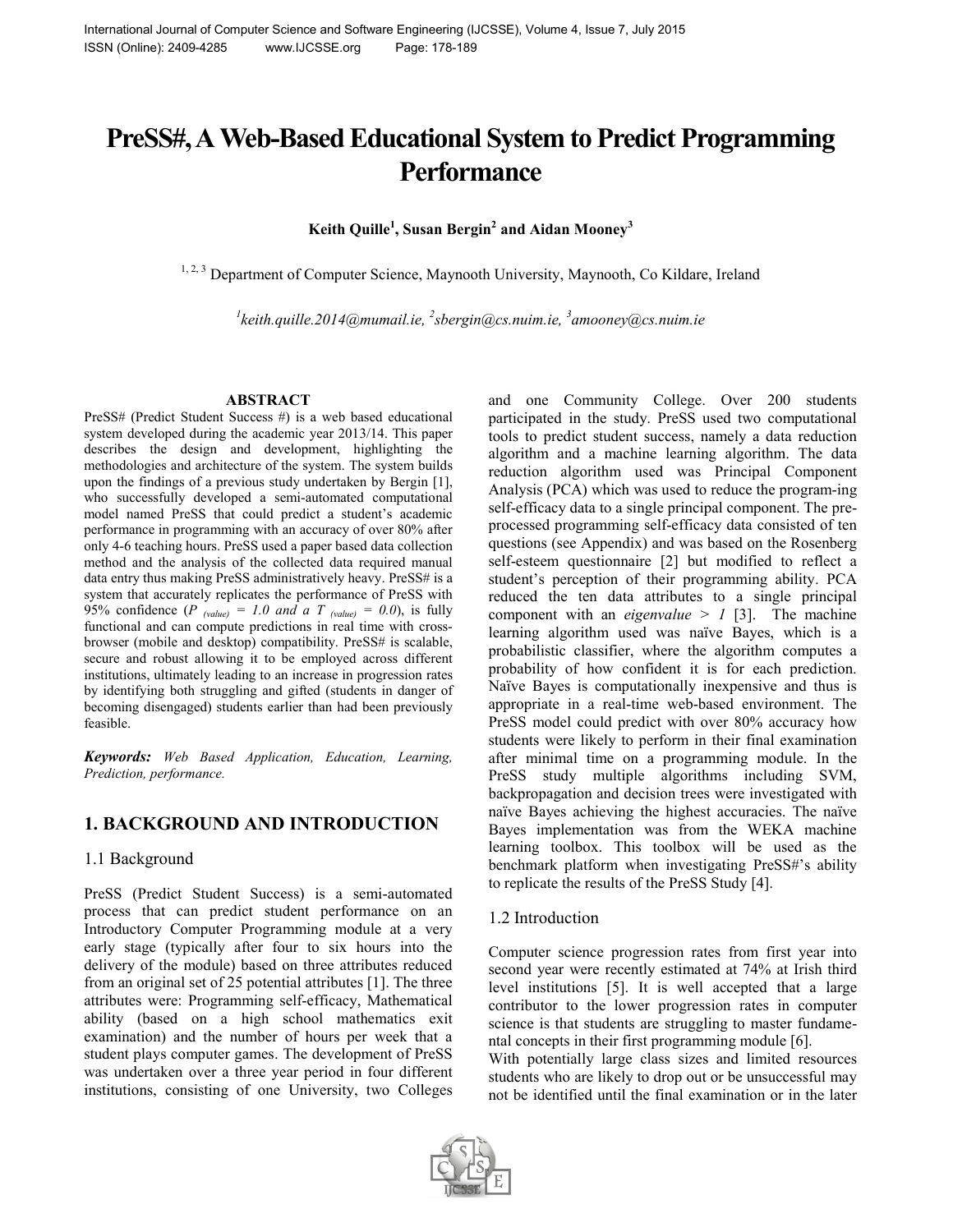# PreSS#, A Web-Based Educational System to Predict Programming Performance

**Keith Quille[1], Susan Bergin[2] and Aidan Mooney[3]**

[1, 2, 3] Department of Computer Science, Maynooth University, Maynooth, Co Kildare, Ireland

*[1]keith.quille.2014@mumail.ie, [2]sbergin@cs.nuim.ie, [3]amooney@cs.nuim.ie*

## ABSTRACT

PreSS# (Predict Student Success #) is a web based educational system developed during the academic year 2013/14. This paper describes the design and development, highlighting the methodologies and architecture of the system. The system builds upon the findings of a previous study undertaken by Bergin [1], who successfully developed a semi-automated computational model named PreSS that could predict a student's academic performance in programming with an accuracy of over 80% after only 4-6 teaching hours. PreSS used a paper based data collection method and the analysis of the collected data required manual data entry thus making PreSS administratively heavy. PreSS# is a system that accurately replicates the performance of PreSS with 95% confidence ($P_{(value)} = 1.0$ *and a* $T_{(value)} = 0.0$), is fully functional and can compute predictions in real time with cross-browser (mobile and desktop) compatibility. PreSS# is scalable, secure and robust allowing it to be employed across different institutions, ultimately leading to an increase in progression rates by identifying both struggling and gifted (students in danger of becoming disengaged) students earlier than had been previously feasible.

***Keywords:*** *Web Based Application, Education, Learning, Prediction, performance.*

## 1. BACKGROUND AND INTRODUCTION

### 1.1 Background

PreSS (Predict Student Success) is a semi-automated process that can predict student performance on an Introductory Computer Programming module at a very early stage (typically after four to six hours into the delivery of the module) based on three attributes reduced from an original set of 25 potential attributes [1]. The three attributes were: Programming self-efficacy, Mathematical ability (based on a high school mathematics exit examination) and the number of hours per week that a student plays computer games. The development of PreSS was undertaken over a three year period in four different institutions, consisting of one University, two Colleges and one Community College. Over 200 students participated in the study. PreSS used two computational tools to predict student success, namely a data reduction algorithm and a machine learning algorithm. The data reduction algorithm used was Principal Component Analysis (PCA) which was used to reduce the program-ing self-efficacy data to a single principal component. The pre-processed programming self-efficacy data consisted of ten questions (see Appendix) and was based on the Rosenberg self-esteem questionnaire [2] but modified to reflect a student's perception of their programming ability. PCA reduced the ten data attributes to a single principal component with an *eigenvalue* $> 1$ [3]. The machine learning algorithm used was naïve Bayes, which is a probabilistic classifier, where the algorithm computes a probability of how confident it is for each prediction. Naïve Bayes is computationally inexpensive and thus is appropriate in a real-time web-based environment. The PreSS model could predict with over 80% accuracy how students were likely to perform in their final examination after minimal time on a programming module. In the PreSS study multiple algorithms including SVM, backpropagation and decision trees were investigated with naïve Bayes achieving the highest accuracies. The naïve Bayes implementation was from the WEKA machine learning toolbox. This toolbox will be used as the benchmark platform when investigating PreSS#'s ability to replicate the results of the PreSS Study [4].

### 1.2 Introduction

Computer science progression rates from first year into second year were recently estimated at 74% at Irish third level institutions [5]. It is well accepted that a large contributor to the lower progression rates in computer science is that students are struggling to master fundamental concepts in their first programming module [6].

With potentially large class sizes and limited resources students who are likely to drop out or be unsuccessful may not be identified until the final examination or in the later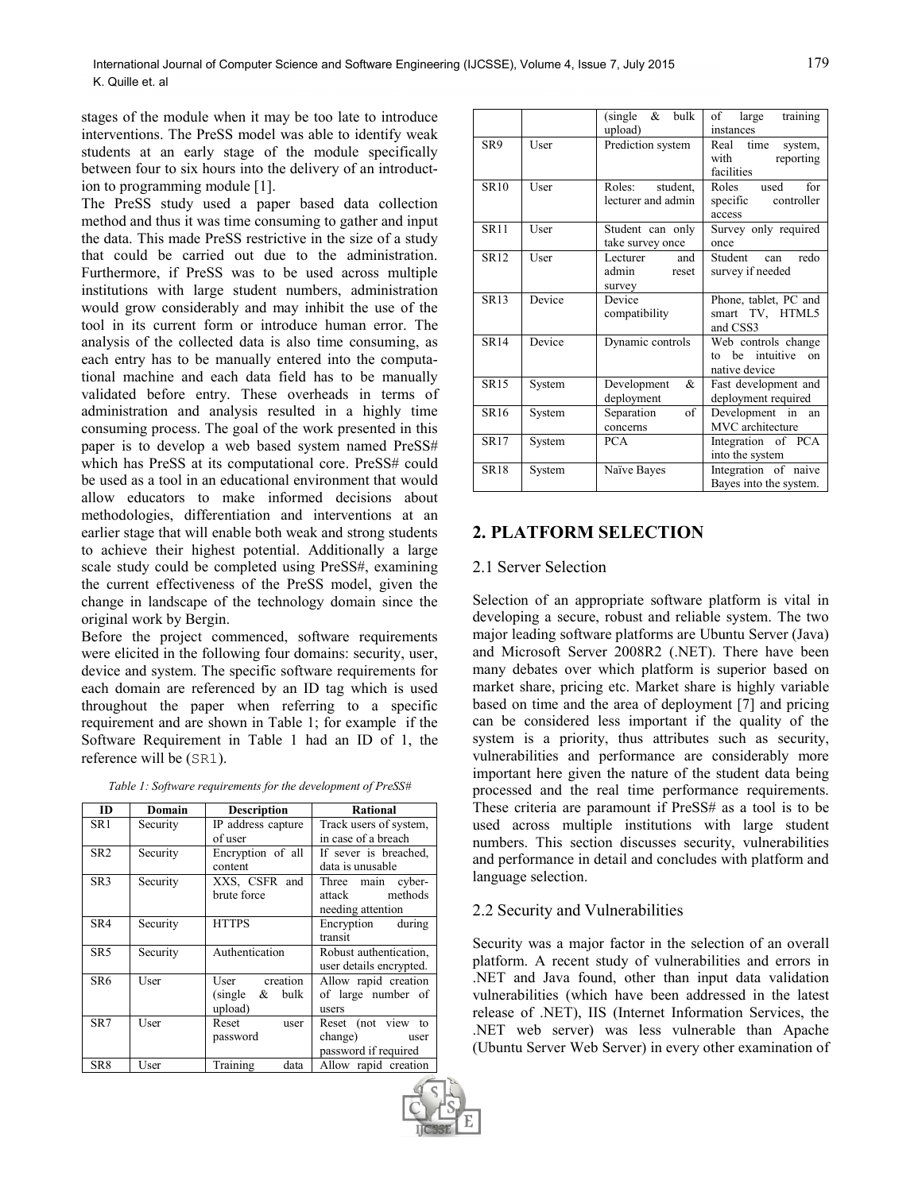stages of the module when it may be too late to introduce interventions. The PreSS model was able to identify weak students at an early stage of the module specifically between four to six hours into the delivery of an introduction to programming module [1].

The PreSS study used a paper based data collection method and thus it was time consuming to gather and input the data. This made PreSS restrictive in the size of a study that could be carried out due to the administration. Furthermore, if PreSS was to be used across multiple institutions with large student numbers, administration would grow considerably and may inhibit the use of the tool in its current form or introduce human error. The analysis of the collected data is also time consuming, as each entry has to be manually entered into the computational machine and each data field has to be manually validated before entry. These overheads in terms of administration and analysis resulted in a highly time consuming process. The goal of the work presented in this paper is to develop a web based system named PreSS# which has PreSS at its computational core. PreSS# could be used as a tool in an educational environment that would allow educators to make informed decisions about methodologies, differentiation and interventions at an earlier stage that will enable both weak and strong students to achieve their highest potential. Additionally a large scale study could be completed using PreSS#, examining the current effectiveness of the PreSS model, given the change in landscape of the technology domain since the original work by Bergin.

Before the project commenced, software requirements were elicited in the following four domains: security, user, device and system. The specific software requirements for each domain are referenced by an ID tag which is used throughout the paper when referring to a specific requirement and are shown in Table 1; for example if the Software Requirement in Table 1 had an ID of 1, the reference will be (SR1).

*Table 1: Software requirements for the development of PreSS#*

| ID | Domain | Description | Rational |
|---|---|---|---|
| SR1 | Security | IP address capture of user | Track users of system, in case of a breach |
| SR2 | Security | Encryption of all content | If sever is breached, data is unusable |
| SR3 | Security | XXS, CSFR and brute force | Three main cyber-attack methods needing attention |
| SR4 | Security | HTTPS | Encryption during transit |
| SR5 | Security | Authentication | Robust authentication, user details encrypted. |
| SR6 | User | User creation (single & bulk upload) | Allow rapid creation of large number of users |
| SR7 | User | Reset user password | Reset (not view to change) user password if required |
| SR8 | User | Training data (single & bulk upload) | Allow rapid creation of large training instances |
| SR9 | User | Prediction system | Real time system, with reporting facilities |
| SR10 | User | Roles: student, lecturer and admin | Roles used for specific controller access |
| SR11 | User | Student can only take survey once | Survey only required once |
| SR12 | User | Lecturer and admin reset survey | Student can redo survey if needed |
| SR13 | Device | Device compatibility | Phone, tablet, PC and smart TV, HTML5 and CSS3 |
| SR14 | Device | Dynamic controls | Web controls change to be intuitive on native device |
| SR15 | System | Development & deployment | Fast development and deployment required |
| SR16 | System | Separation of concerns | Development in an MVC architecture |
| SR17 | System | PCA | Integration of PCA into the system |
| SR18 | System | Naïve Bayes | Integration of naive Bayes into the system. |

## 2. PLATFORM SELECTION

### 2.1 Server Selection

Selection of an appropriate software platform is vital in developing a secure, robust and reliable system. The two major leading software platforms are Ubuntu Server (Java) and Microsoft Server 2008R2 (.NET). There have been many debates over which platform is superior based on market share, pricing etc. Market share is highly variable based on time and the area of deployment [7] and pricing can be considered less important if the quality of the system is a priority, thus attributes such as security, vulnerabilities and performance are considerably more important here given the nature of the student data being processed and the real time performance requirements. These criteria are paramount if PreSS# as a tool is to be used across multiple institutions with large student numbers. This section discusses security, vulnerabilities and performance in detail and concludes with platform and language selection.

### 2.2 Security and Vulnerabilities

Security was a major factor in the selection of an overall platform. A recent study of vulnerabilities and errors in .NET and Java found, other than input data validation vulnerabilities (which have been addressed in the latest release of .NET), IIS (Internet Information Services, the .NET web server) was less vulnerable than Apache (Ubuntu Server Web Server) in every other examination of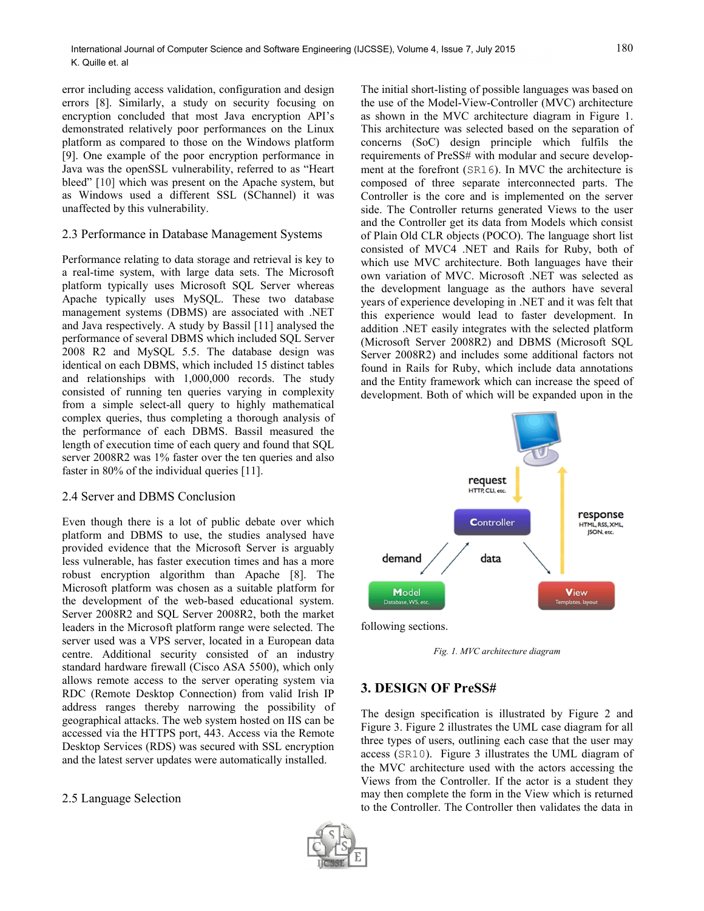error including access validation, configuration and design errors [8]. Similarly, a study on security focusing on encryption concluded that most Java encryption API's demonstrated relatively poor performances on the Linux platform as compared to those on the Windows platform [9]. One example of the poor encryption performance in Java was the openSSL vulnerability, referred to as "Heart bleed" [10] which was present on the Apache system, but as Windows used a different SSL (SChannel) it was unaffected by this vulnerability.

### 2.3 Performance in Database Management Systems

Performance relating to data storage and retrieval is key to a real-time system, with large data sets. The Microsoft platform typically uses Microsoft SQL Server whereas Apache typically uses MySQL. These two database management systems (DBMS) are associated with .NET and Java respectively. A study by Bassil [11] analysed the performance of several DBMS which included SQL Server 2008 R2 and MySQL 5.5. The database design was identical on each DBMS, which included 15 distinct tables and relationships with 1,000,000 records. The study consisted of running ten queries varying in complexity from a simple select-all query to highly mathematical complex queries, thus completing a thorough analysis of the performance of each DBMS. Bassil measured the length of execution time of each query and found that SQL server 2008R2 was 1% faster over the ten queries and also faster in 80% of the individual queries [11].

### 2.4 Server and DBMS Conclusion

Even though there is a lot of public debate over which platform and DBMS to use, the studies analysed have provided evidence that the Microsoft Server is arguably less vulnerable, has faster execution times and has a more robust encryption algorithm than Apache [8]. The Microsoft platform was chosen as a suitable platform for the development of the web-based educational system. Server 2008R2 and SQL Server 2008R2, both the market leaders in the Microsoft platform range were selected. The server used was a VPS server, located in a European data centre. Additional security consisted of an industry standard hardware firewall (Cisco ASA 5500), which only allows remote access to the server operating system via RDC (Remote Desktop Connection) from valid Irish IP address ranges thereby narrowing the possibility of geographical attacks. The web system hosted on IIS can be accessed via the HTTPS port, 443. Access via the Remote Desktop Services (RDS) was secured with SSL encryption and the latest server updates were automatically installed.

### 2.5 Language Selection

The initial short-listing of possible languages was based on the use of the Model-View-Controller (MVC) architecture as shown in the MVC architecture diagram in Figure 1. This architecture was selected based on the separation of concerns (SoC) design principle which fulfils the requirements of PreSS# with modular and secure development at the forefront (SR16). In MVC the architecture is composed of three separate interconnected parts. The Controller is the core and is implemented on the server side. The Controller returns generated Views to the user and the Controller get its data from Models which consist of Plain Old CLR objects (POCO). The language short list consisted of MVC4 .NET and Rails for Ruby, both of which use MVC architecture. Both languages have their own variation of MVC. Microsoft .NET was selected as the development language as the authors have several years of experience developing in .NET and it was felt that this experience would lead to faster development. In addition .NET easily integrates with the selected platform (Microsoft Server 2008R2) and DBMS (Microsoft SQL Server 2008R2) and includes some additional factors not found in Rails for Ruby, which include data annotations and the Entity framework which can increase the speed of development. Both of which will be expanded upon in the following sections.

*Fig. 1. MVC architecture diagram*

## 3. DESIGN OF PreSS#

The design specification is illustrated by Figure 2 and Figure 3. Figure 2 illustrates the UML case diagram for all three types of users, outlining each case that the user may access (SR10). Figure 3 illustrates the UML diagram of the MVC architecture used with the actors accessing the Views from the Controller. If the actor is a student they may then complete the form in the View which is returned to the Controller. The Controller then validates the data in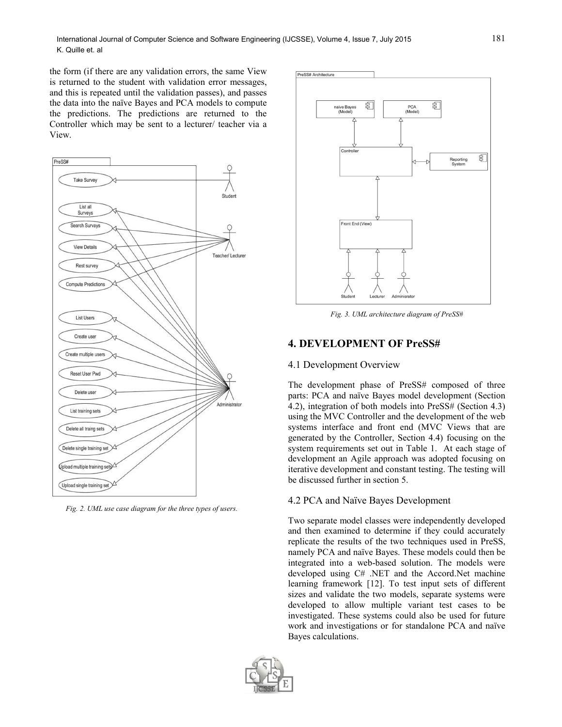the form (if there are any validation errors, the same View is returned to the student with validation error messages, and this is repeated until the validation passes), and passes the data into the naïve Bayes and PCA models to compute the predictions. The predictions are returned to the Controller which may be sent to a lecturer/ teacher via a View.

*Fig. 2. UML use case diagram for the three types of users.*

*Fig. 3. UML architecture diagram of PreSS#*

## 4. DEVELOPMENT OF PreSS#

### 4.1 Development Overview

The development phase of PreSS# composed of three parts: PCA and naïve Bayes model development (Section 4.2), integration of both models into PreSS# (Section 4.3) using the MVC Controller and the development of the web systems interface and front end (MVC Views that are generated by the Controller, Section 4.4) focusing on the system requirements set out in Table 1. At each stage of development an Agile approach was adopted focusing on iterative development and constant testing. The testing will be discussed further in section 5.

### 4.2 PCA and Naïve Bayes Development

Two separate model classes were independently developed and then examined to determine if they could accurately replicate the results of the two techniques used in PreSS, namely PCA and naïve Bayes. These models could then be integrated into a web-based solution. The models were developed using C# .NET and the Accord.Net machine learning framework [12]. To test input sets of different sizes and validate the two models, separate systems were developed to allow multiple variant test cases to be investigated. These systems could also be used for future work and investigations or for standalone PCA and naïve Bayes calculations.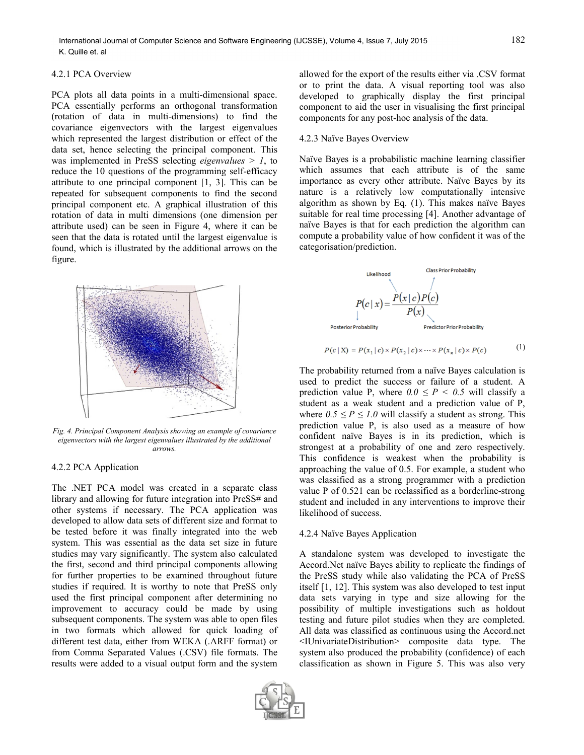#### 4.2.1 PCA Overview

PCA plots all data points in a multi-dimensional space. PCA essentially performs an orthogonal transformation (rotation of data in multi-dimensions) to find the covariance eigenvectors with the largest eigenvalues which represented the largest distribution or effect of the data set, hence selecting the principal component. This was implemented in PreSS selecting *eigenvalues > 1*, to reduce the 10 questions of the programming self-efficacy attribute to one principal component [1, 3]. This can be repeated for subsequent components to find the second principal component etc. A graphical illustration of this rotation of data in multi dimensions (one dimension per attribute used) can be seen in Figure 4, where it can be seen that the data is rotated until the largest eigenvalue is found, which is illustrated by the additional arrows on the figure.

*Fig. 4. Principal Component Analysis showing an example of covariance eigenvectors with the largest eigenvalues illustrated by the additional arrows.*

#### 4.2.2 PCA Application

The .NET PCA model was created in a separate class library and allowing for future integration into PreSS# and other systems if necessary. The PCA application was developed to allow data sets of different size and format to be tested before it was finally integrated into the web system. This was essential as the data set size in future studies may vary significantly. The system also calculated the first, second and third principal components allowing for further properties to be examined throughout future studies if required. It is worthy to note that PreSS only used the first principal component after determining no improvement to accuracy could be made by using subsequent components. The system was able to open files in two formats which allowed for quick loading of different test data, either from WEKA (.ARFF format) or from Comma Separated Values (.CSV) file formats. The results were added to a visual output form and the system allowed for the export of the results either via .CSV format or to print the data. A visual reporting tool was also developed to graphically display the first principal component to aid the user in visualising the first principal components for any post-hoc analysis of the data.

#### 4.2.3 Naïve Bayes Overview

Naïve Bayes is a probabilistic machine learning classifier which assumes that each attribute is of the same importance as every other attribute. Naïve Bayes by its nature is a relatively low computationally intensive algorithm as shown by Eq. (1). This makes naïve Bayes suitable for real time processing [4]. Another advantage of naïve Bayes is that for each prediction the algorithm can compute a probability value of how confident it was of the categorisation/prediction.

Likelihood; Class Prior Probability

$$P(c \mid x) = \frac{P(x \mid c)P(c)}{P(x)}$$

Posterior Probability; Predictor Prior Probability

$$P(c \mid \mathrm{X}) = P(x_1 \mid c) \times P(x_2 \mid c) \times \cdots \times P(x_n \mid c) \times P(c) \qquad (1)$$

The probability returned from a naïve Bayes calculation is used to predict the success or failure of a student. A prediction value P, where $0.0 \leq P < 0.5$ will classify a student as a weak student and a prediction value of P, where $0.5 \leq P \leq 1.0$ will classify a student as strong. This prediction value P, is also used as a measure of how confident naïve Bayes is in its prediction, which is strongest at a probability of one and zero respectively. This confidence is weakest when the probability is approaching the value of 0.5. For example, a student who was classified as a strong programmer with a prediction value P of 0.521 can be reclassified as a borderline-strong student and included in any interventions to improve their likelihood of success.

#### 4.2.4 Naïve Bayes Application

A standalone system was developed to investigate the Accord.Net naïve Bayes ability to replicate the findings of the PreSS study while also validating the PCA of PreSS itself [1, 12]. This system was also developed to test input data sets varying in type and size allowing for the possibility of multiple investigations such as holdout testing and future pilot studies when they are completed. All data was classified as continuous using the Accord.net <IUnivariateDistribution> composite data type. The system also produced the probability (confidence) of each classification as shown in Figure 5. This was also very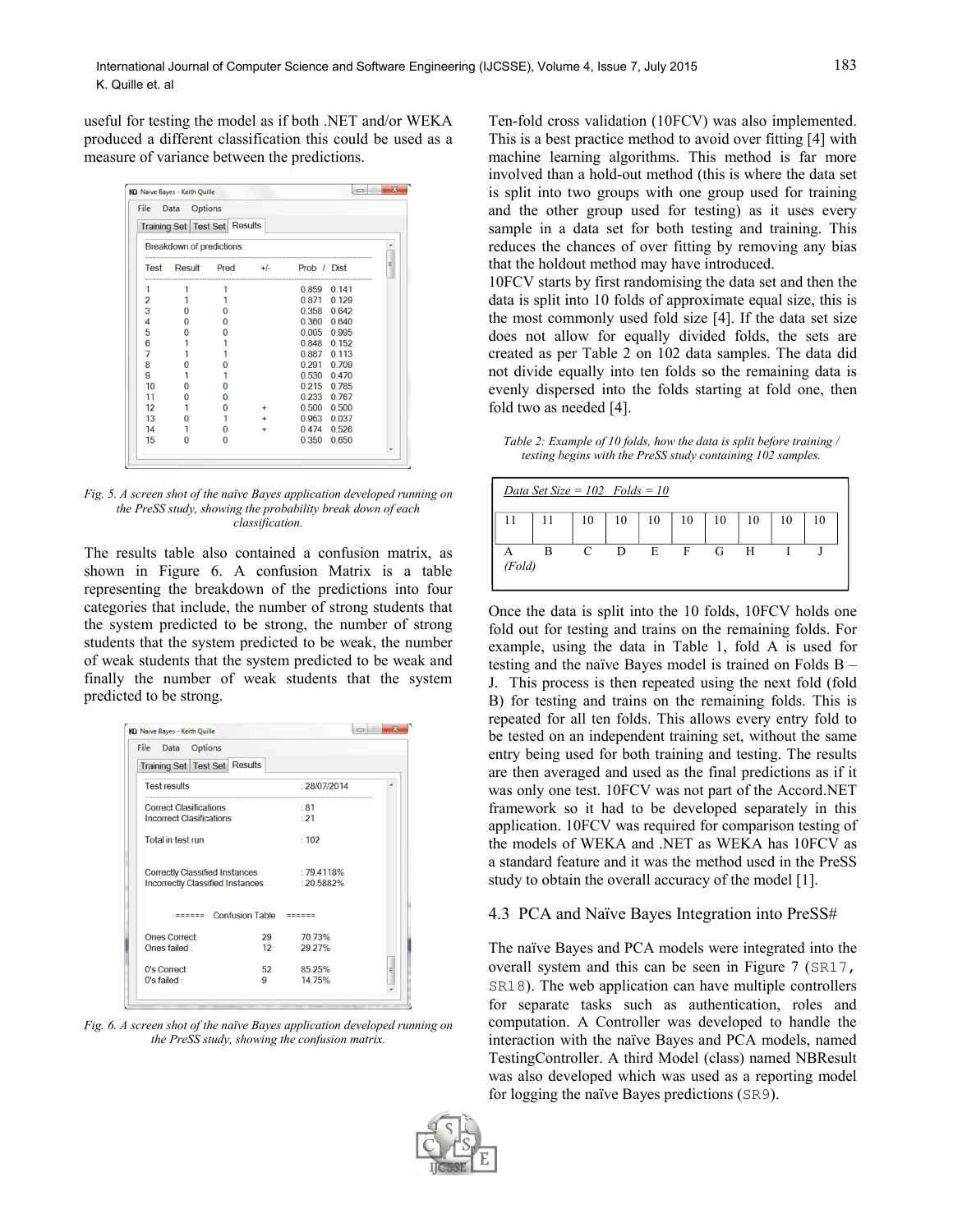useful for testing the model as if both .NET and/or WEKA produced a different classification this could be used as a measure of variance between the predictions.

*Fig. 5. A screen shot of the naïve Bayes application developed running on the PreSS study, showing the probability break down of each classification.*

The results table also contained a confusion matrix, as shown in Figure 6. A confusion Matrix is a table representing the breakdown of the predictions into four categories that include, the number of strong students that the system predicted to be strong, the number of strong students that the system predicted to be weak, the number of weak students that the system predicted to be weak and finally the number of weak students that the system predicted to be strong.

*Fig. 6. A screen shot of the naïve Bayes application developed running on the PreSS study, showing the confusion matrix.*

Ten-fold cross validation (10FCV) was also implemented. This is a best practice method to avoid over fitting [4] with machine learning algorithms. This method is far more involved than a hold-out method (this is where the data set is split into two groups with one group used for training and the other group used for testing) as it uses every sample in a data set for both testing and training. This reduces the chances of over fitting by removing any bias that the holdout method may have introduced.

10FCV starts by first randomising the data set and then the data is split into 10 folds of approximate equal size, this is the most commonly used fold size [4]. If the data set size does not allow for equally divided folds, the sets are created as per Table 2 on 102 data samples. The data did not divide equally into ten folds so the remaining data is evenly dispersed into the folds starting at fold one, then fold two as needed [4].

*Table 2: Example of 10 folds, how the data is split before training / testing begins with the PreSS study containing 102 samples.*

| Data Set Size = 102 Folds = 10 | | | | | | | | | |
|---|---|---|---|---|---|---|---|---|---|
| 11 | 11 | 10 | 10 | 10 | 10 | 10 | 10 | 10 | 10 |
| A (Fold) | B | C | D | E | F | G | H | I | J |

Once the data is split into the 10 folds, 10FCV holds one fold out for testing and trains on the remaining folds. For example, using the data in Table 1, fold A is used for testing and the naïve Bayes model is trained on Folds B – J. This process is then repeated using the next fold (fold B) for testing and trains on the remaining folds. This is repeated for all ten folds. This allows every entry fold to be tested on an independent training set, without the same entry being used for both training and testing. The results are then averaged and used as the final predictions as if it was only one test. 10FCV was not part of the Accord.NET framework so it had to be developed separately in this application. 10FCV was required for comparison testing of the models of WEKA and .NET as WEKA has 10FCV as a standard feature and it was the method used in the PreSS study to obtain the overall accuracy of the model [1].

### 4.3 PCA and Naïve Bayes Integration into PreSS#

The naïve Bayes and PCA models were integrated into the overall system and this can be seen in Figure 7 (SR17, SR18). The web application can have multiple controllers for separate tasks such as authentication, roles and computation. A Controller was developed to handle the interaction with the naïve Bayes and PCA models, named TestingController. A third Model (class) named NBResult was also developed which was used as a reporting model for logging the naïve Bayes predictions (SR9).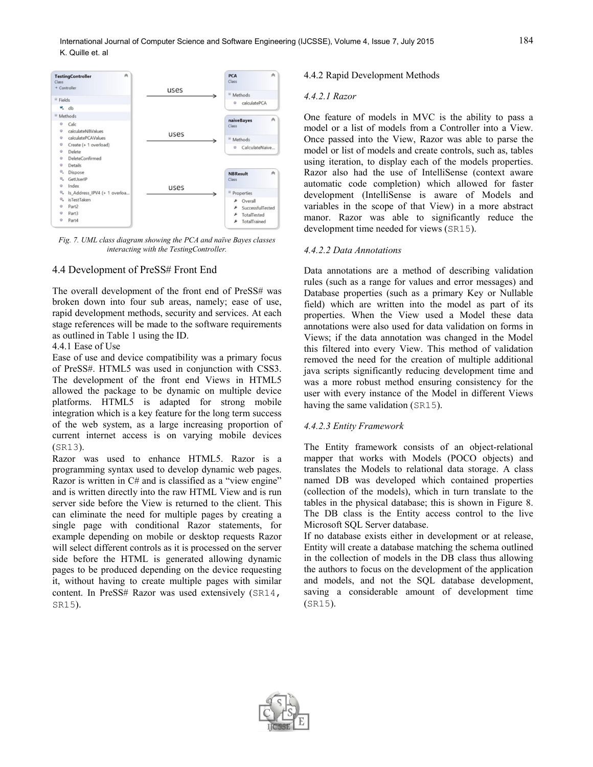Fig. 7. UML class diagram showing the PCA and naïve Bayes classes interacting with the TestingController.

## 4.4 Development of PreSS# Front End

The overall development of the front end of PreSS# was broken down into four sub areas, namely; ease of use, rapid development methods, security and services. At each stage references will be made to the software requirements as outlined in Table 1 using the ID.

### 4.4.1 Ease of Use

Ease of use and device compatibility was a primary focus of PreSS#. HTML5 was used in conjunction with CSS3. The development of the front end Views in HTML5 allowed the package to be dynamic on multiple device platforms. HTML5 is adapted for strong mobile integration which is a key feature for the long term success of the web system, as a large increasing proportion of current internet access is on varying mobile devices (SR13).

Razor was used to enhance HTML5. Razor is a programming syntax used to develop dynamic web pages. Razor is written in C# and is classified as a "view engine" and is written directly into the raw HTML View and is run server side before the View is returned to the client. This can eliminate the need for multiple pages by creating a single page with conditional Razor statements, for example depending on mobile or desktop requests Razor will select different controls as it is processed on the server side before the HTML is generated allowing dynamic pages to be produced depending on the device requesting it, without having to create multiple pages with similar content. In PreSS# Razor was used extensively (SR14, SR15).

### 4.4.2 Rapid Development Methods

#### *4.4.2.1 Razor*

One feature of models in MVC is the ability to pass a model or a list of models from a Controller into a View. Once passed into the View, Razor was able to parse the model or list of models and create controls, such as, tables using iteration, to display each of the models properties. Razor also had the use of IntelliSense (context aware automatic code completion) which allowed for faster development (IntelliSense is aware of Models and variables in the scope of that View) in a more abstract manor. Razor was able to significantly reduce the development time needed for views (SR15).

#### *4.4.2.2 Data Annotations*

Data annotations are a method of describing validation rules (such as a range for values and error messages) and Database properties (such as a primary Key or Nullable field) which are written into the model as part of its properties. When the View used a Model these data annotations were also used for data validation on forms in Views; if the data annotation was changed in the Model this filtered into every View. This method of validation removed the need for the creation of multiple additional java scripts significantly reducing development time and was a more robust method ensuring consistency for the user with every instance of the Model in different Views having the same validation (SR15).

#### *4.4.2.3 Entity Framework*

The Entity framework consists of an object-relational mapper that works with Models (POCO objects) and translates the Models to relational data storage. A class named DB was developed which contained properties (collection of the models), which in turn translate to the tables in the physical database; this is shown in Figure 8. The DB class is the Entity access control to the live Microsoft SQL Server database.

If no database exists either in development or at release, Entity will create a database matching the schema outlined in the collection of models in the DB class thus allowing the authors to focus on the development of the application and models, and not the SQL database development, saving a considerable amount of development time (SR15).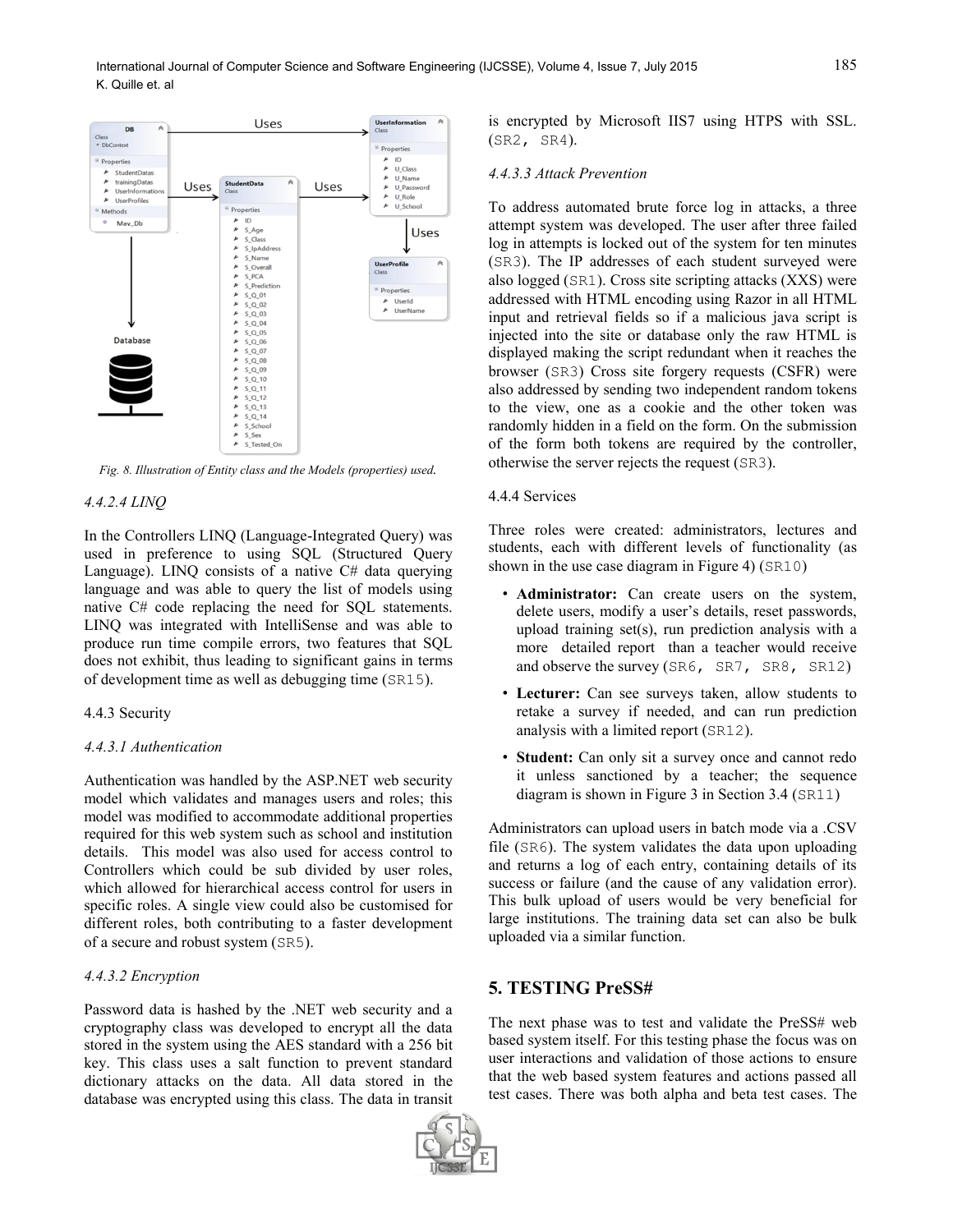Fig. 8. Illustration of Entity class and the Models (properties) used.

#### 4.4.2.4 LINQ

In the Controllers LINQ (Language-Integrated Query) was used in preference to using SQL (Structured Query Language). LINQ consists of a native C# data querying language and was able to query the list of models using native C# code replacing the need for SQL statements. LINQ was integrated with IntelliSense and was able to produce run time compile errors, two features that SQL does not exhibit, thus leading to significant gains in terms of development time as well as debugging time (SR15).

### 4.4.3 Security

#### 4.4.3.1 Authentication

Authentication was handled by the ASP.NET web security model which validates and manages users and roles; this model was modified to accommodate additional properties required for this web system such as school and institution details. This model was also used for access control to Controllers which could be sub divided by user roles, which allowed for hierarchical access control for users in specific roles. A single view could also be customised for different roles, both contributing to a faster development of a secure and robust system (SR5).

#### 4.4.3.2 Encryption

Password data is hashed by the .NET web security and a cryptography class was developed to encrypt all the data stored in the system using the AES standard with a 256 bit key. This class uses a salt function to prevent standard dictionary attacks on the data. All data stored in the database was encrypted using this class. The data in transit is encrypted by Microsoft IIS7 using HTPS with SSL. (SR2, SR4).

#### 4.4.3.3 Attack Prevention

To address automated brute force log in attacks, a three attempt system was developed. The user after three failed log in attempts is locked out of the system for ten minutes (SR3). The IP addresses of each student surveyed were also logged (SR1). Cross site scripting attacks (XXS) were addressed with HTML encoding using Razor in all HTML input and retrieval fields so if a malicious java script is injected into the site or database only the raw HTML is displayed making the script redundant when it reaches the browser (SR3) Cross site forgery requests (CSFR) were also addressed by sending two independent random tokens to the view, one as a cookie and the other token was randomly hidden in a field on the form. On the submission of the form both tokens are required by the controller, otherwise the server rejects the request (SR3).

### 4.4.4 Services

Three roles were created: administrators, lectures and students, each with different levels of functionality (as shown in the use case diagram in Figure 4) (SR10)

- **Administrator:** Can create users on the system, delete users, modify a user's details, reset passwords, upload training set(s), run prediction analysis with a more detailed report than a teacher would receive and observe the survey (SR6, SR7, SR8, SR12)
- **Lecturer:** Can see surveys taken, allow students to retake a survey if needed, and can run prediction analysis with a limited report (SR12).
- **Student:** Can only sit a survey once and cannot redo it unless sanctioned by a teacher; the sequence diagram is shown in Figure 3 in Section 3.4 (SR11)

Administrators can upload users in batch mode via a .CSV file (SR6). The system validates the data upon uploading and returns a log of each entry, containing details of its success or failure (and the cause of any validation error). This bulk upload of users would be very beneficial for large institutions. The training data set can also be bulk uploaded via a similar function.

## 5. TESTING PreSS#

The next phase was to test and validate the PreSS# web based system itself. For this testing phase the focus was on user interactions and validation of those actions to ensure that the web based system features and actions passed all test cases. There was both alpha and beta test cases. The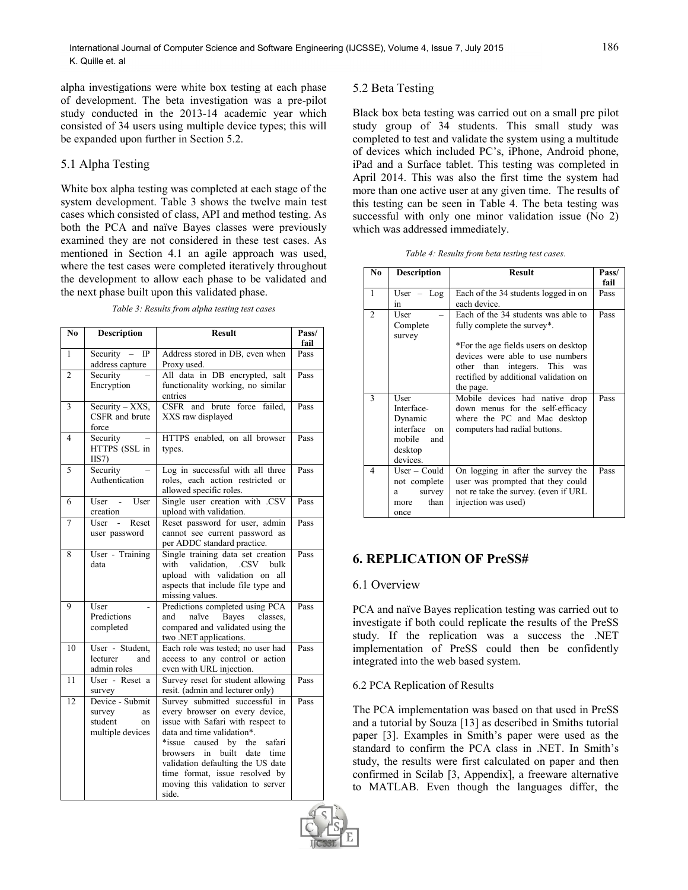alpha investigations were white box testing at each phase of development. The beta investigation was a pre-pilot study conducted in the 2013-14 academic year which consisted of 34 users using multiple device types; this will be expanded upon further in Section 5.2.

### 5.1 Alpha Testing

White box alpha testing was completed at each stage of the system development. Table 3 shows the twelve main test cases which consisted of class, API and method testing. As both the PCA and naïve Bayes classes were previously examined they are not considered in these test cases. As mentioned in Section 4.1 an agile approach was used, where the test cases were completed iteratively throughout the development to allow each phase to be validated and the next phase built upon this validated phase.

*Table 3: Results from alpha testing test cases*

| No | Description | Result | Pass/ fail |
|---|---|---|---|
| 1 | Security – IP address capture | Address stored in DB, even when Proxy used. | Pass |
| 2 | Security – Encryption | All data in DB encrypted, salt functionality working, no similar entries | Pass |
| 3 | Security – XXS, CSFR and brute force | CSFR and brute force failed, XXS raw displayed | Pass |
| 4 | Security – HTTPS (SSL in IIS7) | HTTPS enabled, on all browser types. | Pass |
| 5 | Security – Authentication | Log in successful with all three roles, each action restricted or allowed specific roles. | Pass |
| 6 | User - User creation | Single user creation with .CSV upload with validation. | Pass |
| 7 | User - Reset user password | Reset password for user, admin cannot see current password as per ADDC standard practice. | Pass |
| 8 | User - Training data | Single training data set creation with validation, .CSV bulk upload with validation on all aspects that include file type and missing values. | Pass |
| 9 | User - Predictions completed | Predictions completed using PCA and naïve Bayes classes, compared and validated using the two .NET applications. | Pass |
| 10 | User - Student, lecturer and admin roles | Each role was tested; no user had access to any control or action even with URL injection. | Pass |
| 11 | User - Reset a survey | Survey reset for student allowing resit. (admin and lecturer only) | Pass |
| 12 | Device - Submit survey as student on multiple devices | Survey submitted successful in every browser on every device, issue with Safari with respect to data and time validation*. *issue caused by the safari browsers in built date time validation defaulting the US date time format, issue resolved by moving this validation to server side. | Pass |

### 5.2 Beta Testing

Black box beta testing was carried out on a small pre pilot study group of 34 students. This small study was completed to test and validate the system using a multitude of devices which included PC's, iPhone, Android phone, iPad and a Surface tablet. This testing was completed in April 2014. This was also the first time the system had more than one active user at any given time. The results of this testing can be seen in Table 4. The beta testing was successful with only one minor validation issue (No 2) which was addressed immediately.

*Table 4: Results from beta testing test cases.*

| No | Description | Result | Pass/ fail |
|---|---|---|---|
| 1 | User – Log in | Each of the 34 students logged in on each device. | Pass |
| 2 | User – Complete survey | Each of the 34 students was able to fully complete the survey*. *For the age fields users on desktop devices were able to use numbers other than integers. This was rectified by additional validation on the page. | Pass |
| 3 | User Interface-Dynamic interface on mobile and desktop devices. | Mobile devices had native drop down menus for the self-efficacy where the PC and Mac desktop computers had radial buttons. | Pass |
| 4 | User – Could not complete a survey more than once | On logging in after the survey the user was prompted that they could not re take the survey. (even if URL injection was used) | Pass |

## 6. REPLICATION OF PreSS#

### 6.1 Overview

PCA and naïve Bayes replication testing was carried out to investigate if both could replicate the results of the PreSS study. If the replication was a success the .NET implementation of PreSS could then be confidently integrated into the web based system.

### 6.2 PCA Replication of Results

The PCA implementation was based on that used in PreSS and a tutorial by Souza [13] as described in Smiths tutorial paper [3]. Examples in Smith's paper were used as the standard to confirm the PCA class in .NET. In Smith's study, the results were first calculated on paper and then confirmed in Scilab [3, Appendix], a freeware alternative to MATLAB. Even though the languages differ, the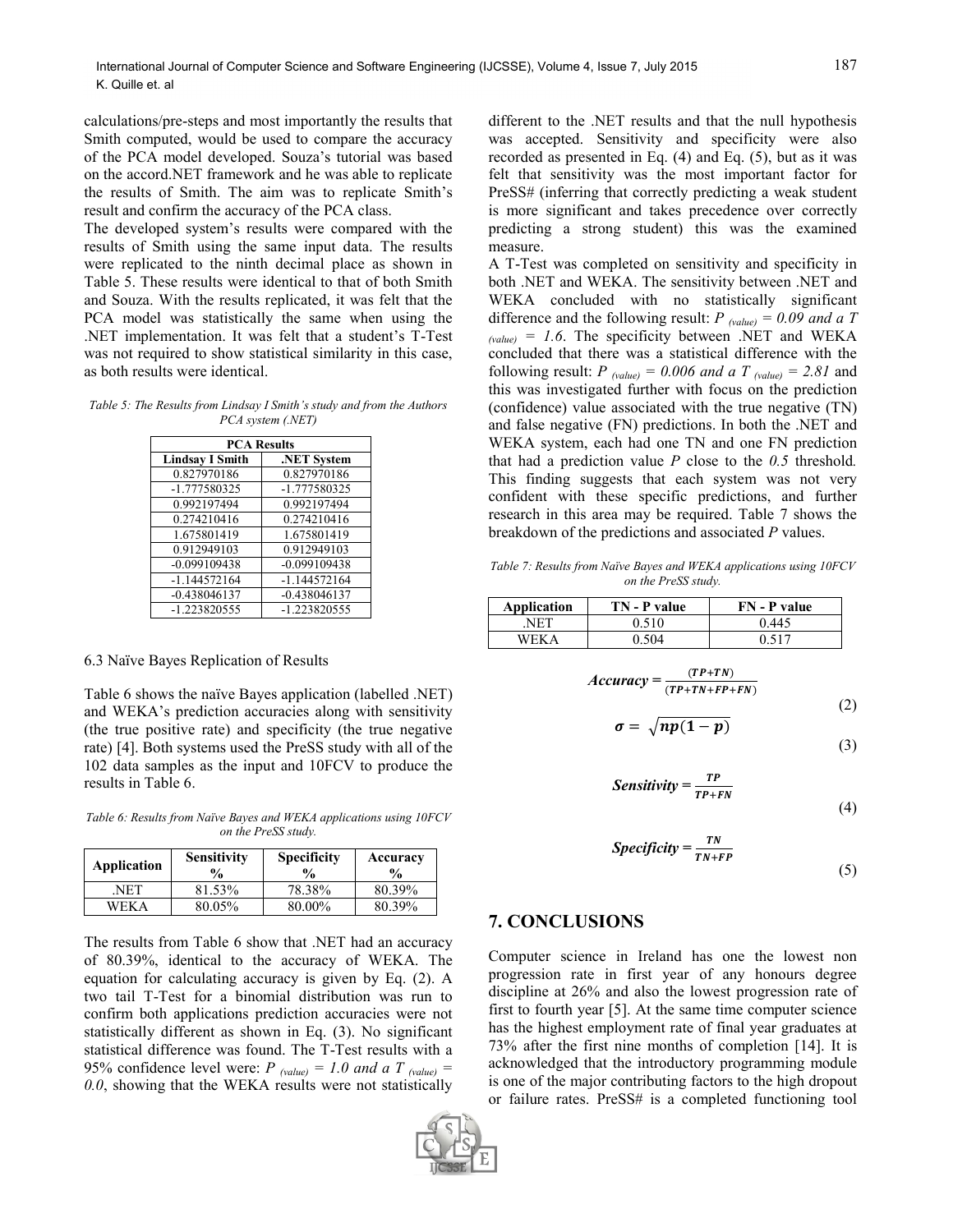calculations/pre-steps and most importantly the results that Smith computed, would be used to compare the accuracy of the PCA model developed. Souza's tutorial was based on the accord.NET framework and he was able to replicate the results of Smith. The aim was to replicate Smith's result and confirm the accuracy of the PCA class.

The developed system's results were compared with the results of Smith using the same input data. The results were replicated to the ninth decimal place as shown in Table 5. These results were identical to that of both Smith and Souza. With the results replicated, it was felt that the PCA model was statistically the same when using the .NET implementation. It was felt that a student's T-Test was not required to show statistical similarity in this case, as both results were identical.

*Table 5: The Results from Lindsay I Smith's study and from the Authors PCA system (.NET)*

| PCA Results | |
|---|---|
| **Lindsay I Smith** | **.NET System** |
| 0.827970186 | 0.827970186 |
| -1.777580325 | -1.777580325 |
| 0.992197494 | 0.992197494 |
| 0.274210416 | 0.274210416 |
| 1.675801419 | 1.675801419 |
| 0.912949103 | 0.912949103 |
| -0.099109438 | -0.099109438 |
| -1.144572164 | -1.144572164 |
| -0.438046137 | -0.438046137 |
| -1.223820555 | -1.223820555 |

### 6.3 Naïve Bayes Replication of Results

Table 6 shows the naïve Bayes application (labelled .NET) and WEKA's prediction accuracies along with sensitivity (the true positive rate) and specificity (the true negative rate) [4]. Both systems used the PreSS study with all of the 102 data samples as the input and 10FCV to produce the results in Table 6.

*Table 6: Results from Naïve Bayes and WEKA applications using 10FCV on the PreSS study.*

| Application | Sensitivity % | Specificity % | Accuracy % |
|---|---|---|---|
| .NET | 81.53% | 78.38% | 80.39% |
| WEKA | 80.05% | 80.00% | 80.39% |

The results from Table 6 show that .NET had an accuracy of 80.39%, identical to the accuracy of WEKA. The equation for calculating accuracy is given by Eq. (2). A two tail T-Test for a binomial distribution was run to confirm both applications prediction accuracies were not statistically different as shown in Eq. (3). No significant statistical difference was found. The T-Test results with a 95% confidence level were: $P_{(value)} = 1.0$ *and a* $T_{(value)} = 0.0$, showing that the WEKA results were not statistically different to the .NET results and that the null hypothesis was accepted. Sensitivity and specificity were also recorded as presented in Eq. (4) and Eq. (5), but as it was felt that sensitivity was the most important factor for PreSS# (inferring that correctly predicting a weak student is more significant and takes precedence over correctly predicting a strong student) this was the examined measure.

A T-Test was completed on sensitivity and specificity in both .NET and WEKA. The sensitivity between .NET and WEKA concluded with no statistically significant difference and the following result: $P_{(value)} = 0.09$ *and a* $T_{(value)} = 1.6$. The specificity between .NET and WEKA concluded that there was a statistical difference with the following result: $P_{(value)} = 0.006$ *and a* $T_{(value)} = 2.81$ and this was investigated further with focus on the prediction (confidence) value associated with the true negative (TN) and false negative (FN) predictions. In both the .NET and WEKA system, each had one TN and one FN prediction that had a prediction value $P$ close to the $0.5$ threshold. This finding suggests that each system was not very confident with these specific predictions, and further research in this area may be required. Table 7 shows the breakdown of the predictions and associated $P$ values.

*Table 7: Results from Naïve Bayes and WEKA applications using 10FCV on the PreSS study.*

| Application | TN - P value | FN - P value |
|---|---|---|
| .NET | 0.510 | 0.445 |
| WEKA | 0.504 | 0.517 |

$$Accuracy = \frac{(TP+TN)}{(TP+TN+FP+FN)} \tag{2}$$

$$\sigma = \sqrt{np(1-p)} \tag{3}$$

$$Sensitivity = \frac{TP}{TP+FN} \tag{4}$$

$$Specificity = \frac{TN}{TN+FP} \tag{5}$$

## 7. CONCLUSIONS

Computer science in Ireland has one the lowest non progression rate in first year of any honours degree discipline at 26% and also the lowest progression rate of first to fourth year [5]. At the same time computer science has the highest employment rate of final year graduates at 73% after the first nine months of completion [14]. It is acknowledged that the introductory programming module is one of the major contributing factors to the high dropout or failure rates. PreSS# is a completed functioning tool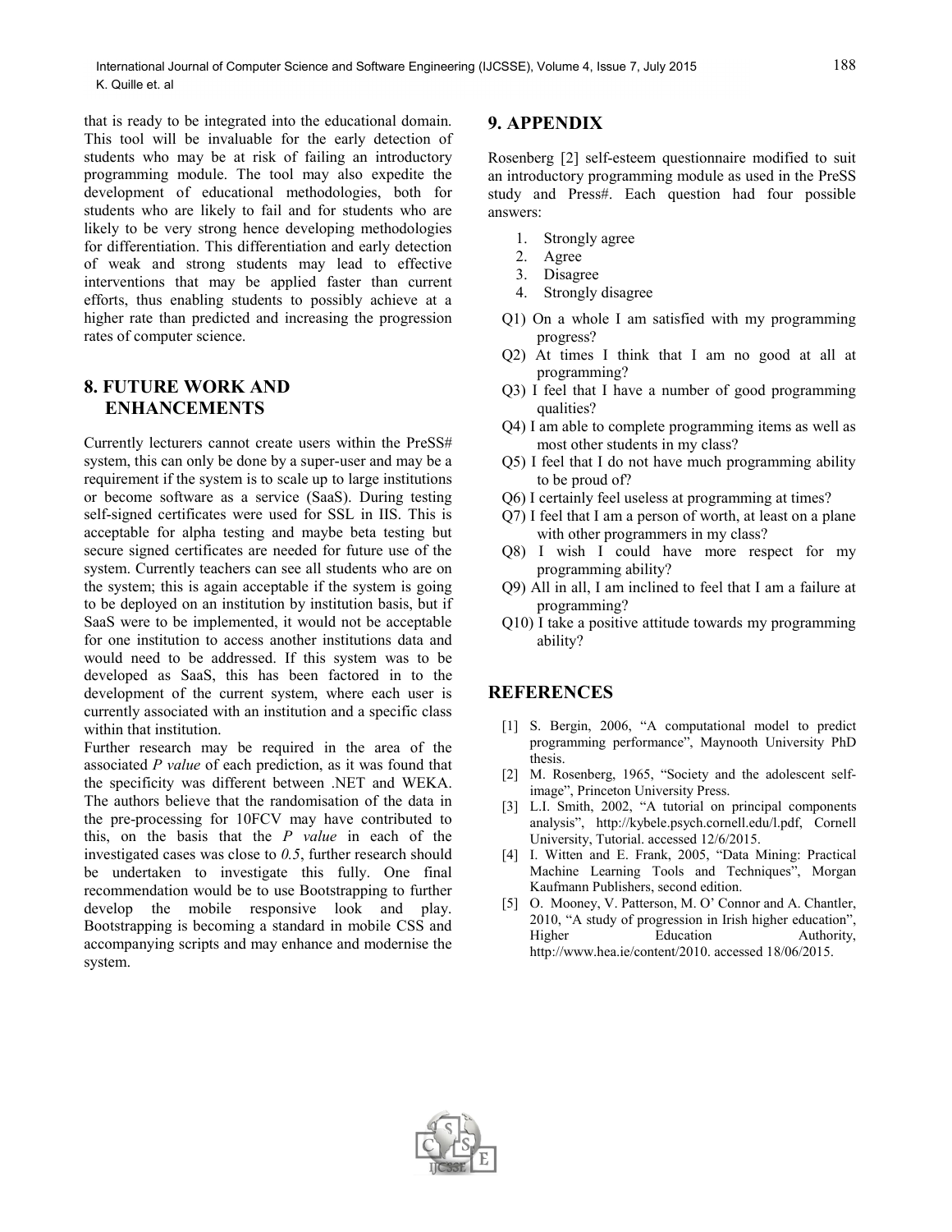that is ready to be integrated into the educational domain. This tool will be invaluable for the early detection of students who may be at risk of failing an introductory programming module. The tool may also expedite the development of educational methodologies, both for students who are likely to fail and for students who are likely to be very strong hence developing methodologies for differentiation. This differentiation and early detection of weak and strong students may lead to effective interventions that may be applied faster than current efforts, thus enabling students to possibly achieve at a higher rate than predicted and increasing the progression rates of computer science.

## 8. FUTURE WORK AND ENHANCEMENTS

Currently lecturers cannot create users within the PreSS# system, this can only be done by a super-user and may be a requirement if the system is to scale up to large institutions or become software as a service (SaaS). During testing self-signed certificates were used for SSL in IIS. This is acceptable for alpha testing and maybe beta testing but secure signed certificates are needed for future use of the system. Currently teachers can see all students who are on the system; this is again acceptable if the system is going to be deployed on an institution by institution basis, but if SaaS were to be implemented, it would not be acceptable for one institution to access another institutions data and would need to be addressed. If this system was to be developed as SaaS, this has been factored in to the development of the current system, where each user is currently associated with an institution and a specific class within that institution.

Further research may be required in the area of the associated *P value* of each prediction, as it was found that the specificity was different between .NET and WEKA. The authors believe that the randomisation of the data in the pre-processing for 10FCV may have contributed to this, on the basis that the *P value* in each of the investigated cases was close to *0.5*, further research should be undertaken to investigate this fully. One final recommendation would be to use Bootstrapping to further develop the mobile responsive look and play. Bootstrapping is becoming a standard in mobile CSS and accompanying scripts and may enhance and modernise the system.

## 9. APPENDIX

Rosenberg [2] self-esteem questionnaire modified to suit an introductory programming module as used in the PreSS study and Press#. Each question had four possible answers:

1. Strongly agree
2. Agree
3. Disagree
4. Strongly disagree

Q1) On a whole I am satisfied with my programming progress?
Q2) At times I think that I am no good at all at programming?
Q3) I feel that I have a number of good programming qualities?
Q4) I am able to complete programming items as well as most other students in my class?
Q5) I feel that I do not have much programming ability to be proud of?
Q6) I certainly feel useless at programming at times?
Q7) I feel that I am a person of worth, at least on a plane with other programmers in my class?
Q8) I wish I could have more respect for my programming ability?
Q9) All in all, I am inclined to feel that I am a failure at programming?
Q10) I take a positive attitude towards my programming ability?

## REFERENCES

[1] S. Bergin, 2006, "A computational model to predict programming performance", Maynooth University PhD thesis.

[2] M. Rosenberg, 1965, "Society and the adolescent self-image", Princeton University Press.

[3] L.I. Smith, 2002, "A tutorial on principal components analysis", http://kybele.psych.cornell.edu/l.pdf, Cornell University, Tutorial. accessed 12/6/2015.

[4] I. Witten and E. Frank, 2005, "Data Mining: Practical Machine Learning Tools and Techniques", Morgan Kaufmann Publishers, second edition.

[5] O. Mooney, V. Patterson, M. O' Connor and A. Chantler, 2010, "A study of progression in Irish higher education", Higher Education Authority, http://www.hea.ie/content/2010. accessed 18/06/2015.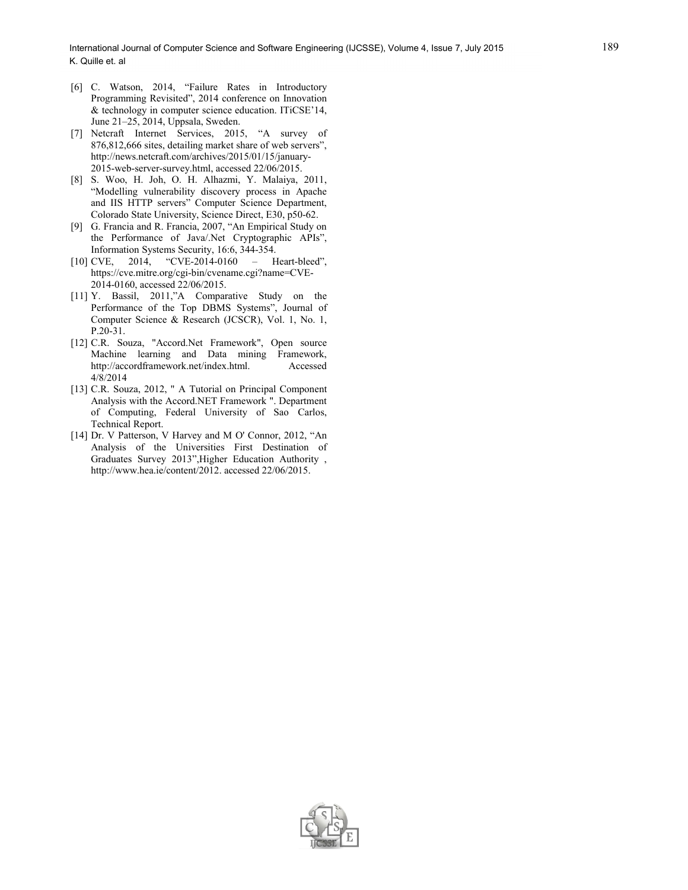[6] C. Watson, 2014, “Failure Rates in Introductory Programming Revisited”, 2014 conference on Innovation & technology in computer science education. ITiCSE’14, June 21–25, 2014, Uppsala, Sweden.

[7] Netcraft Internet Services, 2015, “A survey of 876,812,666 sites, detailing market share of web servers”, http://news.netcraft.com/archives/2015/01/15/january-2015-web-server-survey.html, accessed 22/06/2015.

[8] S. Woo, H. Joh, O. H. Alhazmi, Y. Malaiya, 2011, “Modelling vulnerability discovery process in Apache and IIS HTTP servers” Computer Science Department, Colorado State University, Science Direct, E30, p50-62.

[9] G. Francia and R. Francia, 2007, “An Empirical Study on the Performance of Java/.Net Cryptographic APIs”, Information Systems Security, 16:6, 344-354.

[10] CVE, 2014, “CVE-2014-0160 – Heart-bleed”, https://cve.mitre.org/cgi-bin/cvename.cgi?name=CVE-2014-0160, accessed 22/06/2015.

[11] Y. Bassil, 2011,”A Comparative Study on the Performance of the Top DBMS Systems”, Journal of Computer Science & Research (JCSCR), Vol. 1, No. 1, P.20-31.

[12] C.R. Souza, "Accord.Net Framework", Open source Machine learning and Data mining Framework, http://accordframework.net/index.html. Accessed 4/8/2014

[13] C.R. Souza, 2012, " A Tutorial on Principal Component Analysis with the Accord.NET Framework ". Department of Computing, Federal University of Sao Carlos, Technical Report.

[14] Dr. V Patterson, V Harvey and M O' Connor, 2012, “An Analysis of the Universities First Destination of Graduates Survey 2013”,Higher Education Authority , http://www.hea.ie/content/2012. accessed 22/06/2015.